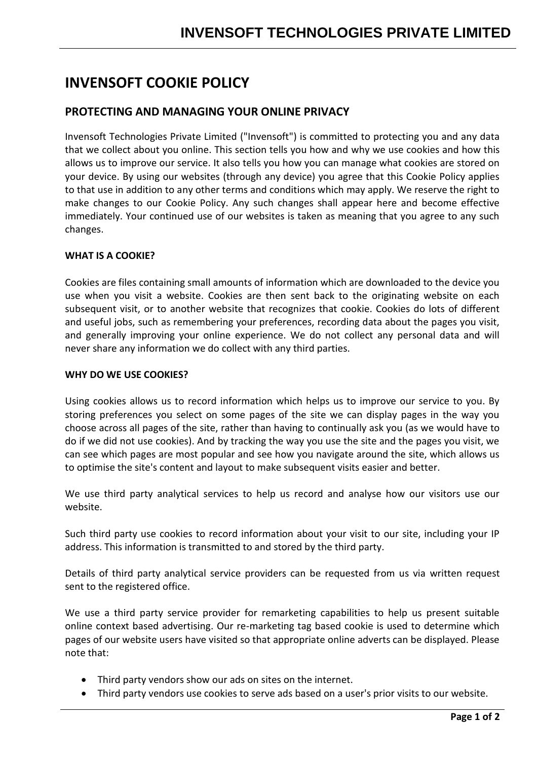# INVENSOFT COOKIE POLICY

## PROTECTING AND MANAGING YOUR ONLINE PRIVACY

Invensoft Technologies Private Limited ("Invensoft") is committed to protecting you and any data that we collect about you online. This section tells you how and why we use cookies and how this allows us to improve our service. It also tells you how you can manage what cookies are stored on your device. By using our websites (through any device) you agree that this Cookie Policy applies to that use in addition to any other terms and conditions which may apply. We reserve the right to make changes to our Cookie Policy. Any such changes shall appear here and become effective immediately. Your continued use of our websites is taken as meaning that you agree to any such changes.

**WHAT IS A COOKIE?**

Cookies are files containing small amounts of information which are downloaded to the device you use when you visit a website. Cookies are then sent back to the originating website on each subsequent visit, or to another website that recognizes that cookie. Cookies do lots of different and useful jobs, such as remembering your preferences, recording data about the pages you visit, and generally improving your online experience. We do not collect any personal data and will never share any information we do collect with any third parties.

**WHY DO WE USE COOKIES?**

Using cookies allows us to record information which helps us to improve our service to you. By storing preferences you select on some pages of the site we can display pages in the way you choose across all pages of the site, rather than having to continually ask you (as we would have to do if we did not use cookies). And by tracking the way you use the site and the pages you visit, we can see which pages are most popular and see how you navigate around the site, which allows us to optimise the site's content and layout to make subsequent visits easier and better.

We use third party analytical services to help us record and analyse how our visitors use our website.

Such third party use cookies to record information about your visit to our site, including your IP address. This information is transmitted to and stored by the third party.

Details of third party analytical service providers can be requested from us via written request sent to the registered office.

We use a third party service provider for remarketing capabilities to help us present suitable online context based advertising. Our re-marketing tag based cookie is used to determine which pages of our website users have visited so that appropriate online adverts can be displayed. Please note that:

- Third party vendors show our ads on sites on the internet.
- Third party vendors use cookies to serve ads based on a user's prior visits to our website.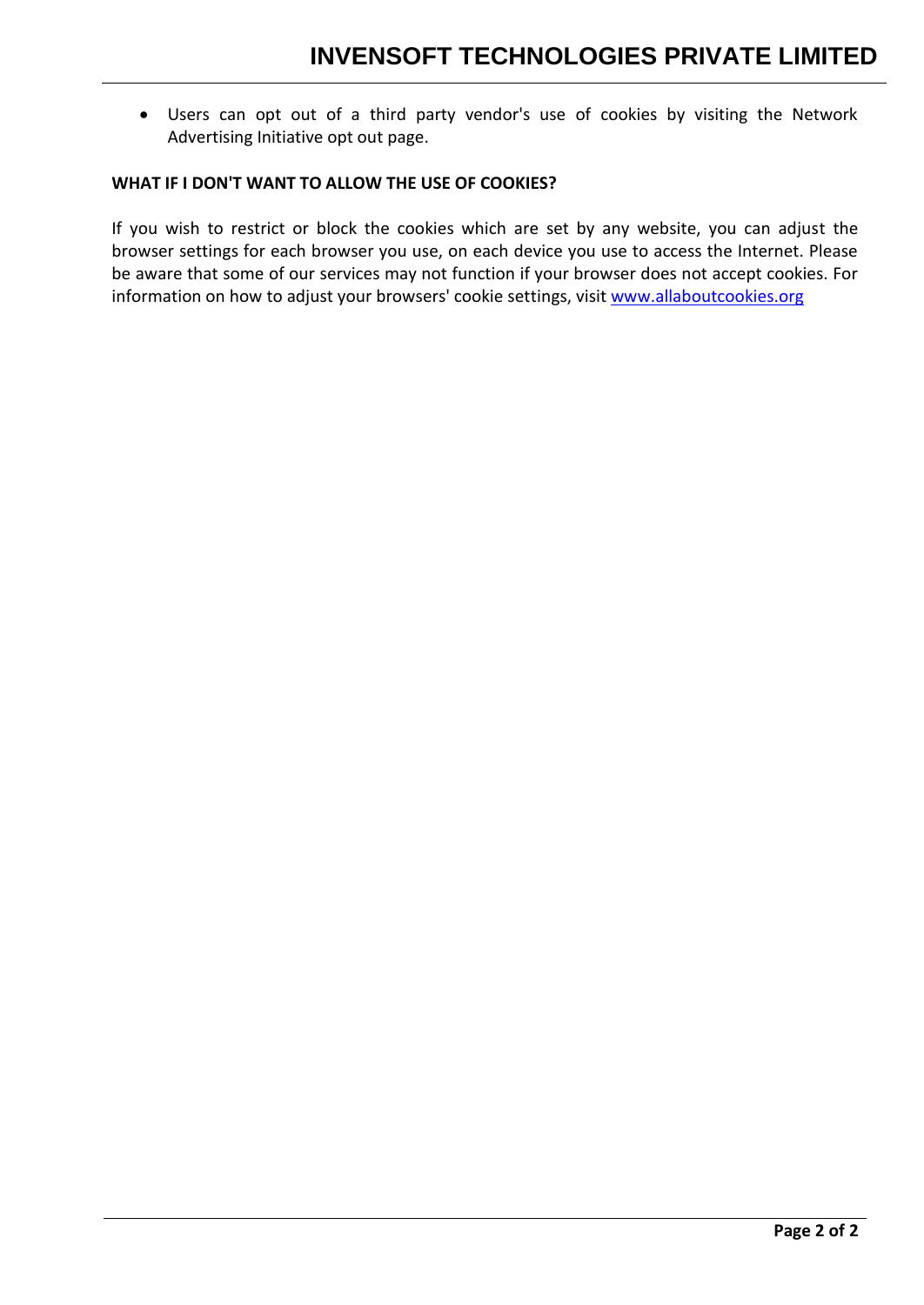- Users can opt out of a third party vendor's use of cookies by visiting the Network Advertising Initiative opt out page.

**WHAT IF I DON'T WANT TO ALLOW THE USE OF COOKIES?**

If you wish to restrict or block the cookies which are set by any website, you can adjust the browser settings for each browser you use, on each device you use to access the Internet. Please be aware that some of our services may not function if your browser does not accept cookies. For information on how to adjust your browsers' cookie settings, visit [www.allaboutcookies.org](http://www.allaboutcookies.org)